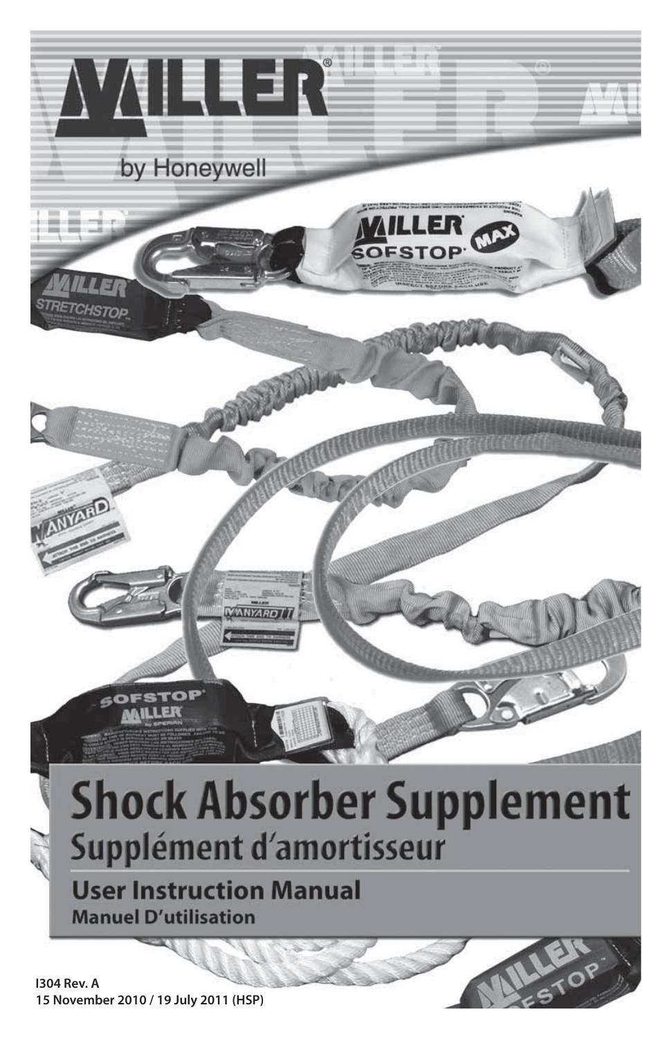# MILLER®

by Honeywell

# Shock Absorber Supplement

## Supplément d'amortisseur

### User Instruction Manual

**Manuel D'utilisation**

**I304 Rev. A**
**15 November 2010 / 19 July 2011 (HSP)**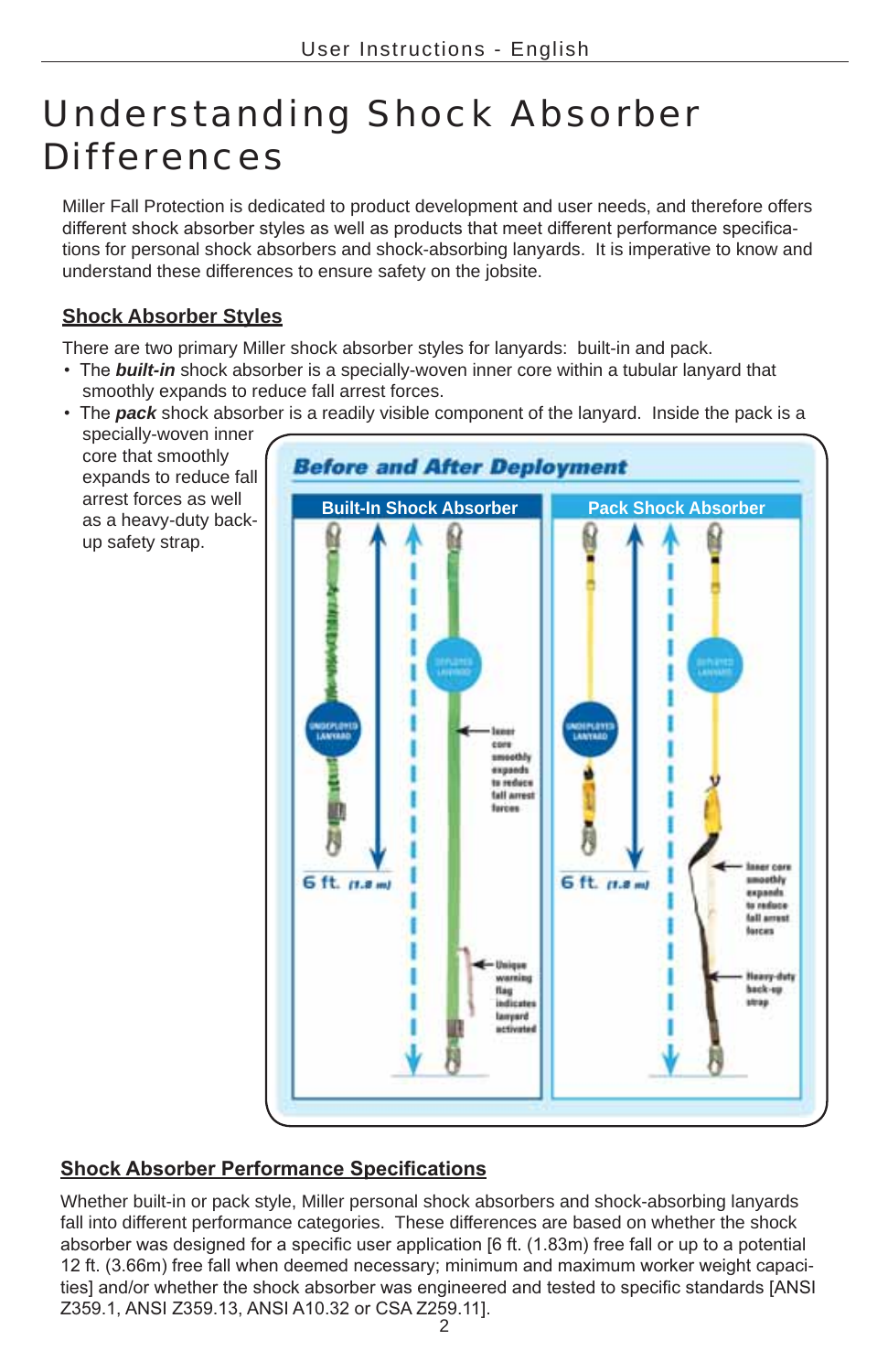# Understanding Shock Absorber Differences

Miller Fall Protection is dedicated to product development and user needs, and therefore offers different shock absorber styles as well as products that meet different performance specifications for personal shock absorbers and shock-absorbing lanyards. It is imperative to know and understand these differences to ensure safety on the jobsite.

## Shock Absorber Styles

There are two primary Miller shock absorber styles for lanyards: built-in and pack.

- The ***built-in*** shock absorber is a specially-woven inner core within a tubular lanyard that smoothly expands to reduce fall arrest forces.
- The ***pack*** shock absorber is a readily visible component of the lanyard. Inside the pack is a specially-woven inner core that smoothly expands to reduce fall arrest forces as well as a heavy-duty back-up safety strap.

**Before and After Deployment**

| Built-In Shock Absorber | Pack Shock Absorber |
| --- | --- |
| Undeployed Lanyard; Deployed Lanyard; 6 ft. (1.8 m); Inner core smoothly expands to reduce fall arrest forces; Unique warning flag indicates lanyard activated | Undeployed Lanyard; Deployed Lanyard; 6 ft. (1.8 m); Inner core smoothly expands to reduce fall arrest forces; Heavy-duty back-up strap |

## Shock Absorber Performance Specifications

Whether built-in or pack style, Miller personal shock absorbers and shock-absorbing lanyards fall into different performance categories. These differences are based on whether the shock absorber was designed for a specific user application [6 ft. (1.83m) free fall or up to a potential 12 ft. (3.66m) free fall when deemed necessary; minimum and maximum worker weight capacities] and/or whether the shock absorber was engineered and tested to specific standards [ANSI Z359.1, ANSI Z359.13, ANSI A10.32 or CSA Z259.11].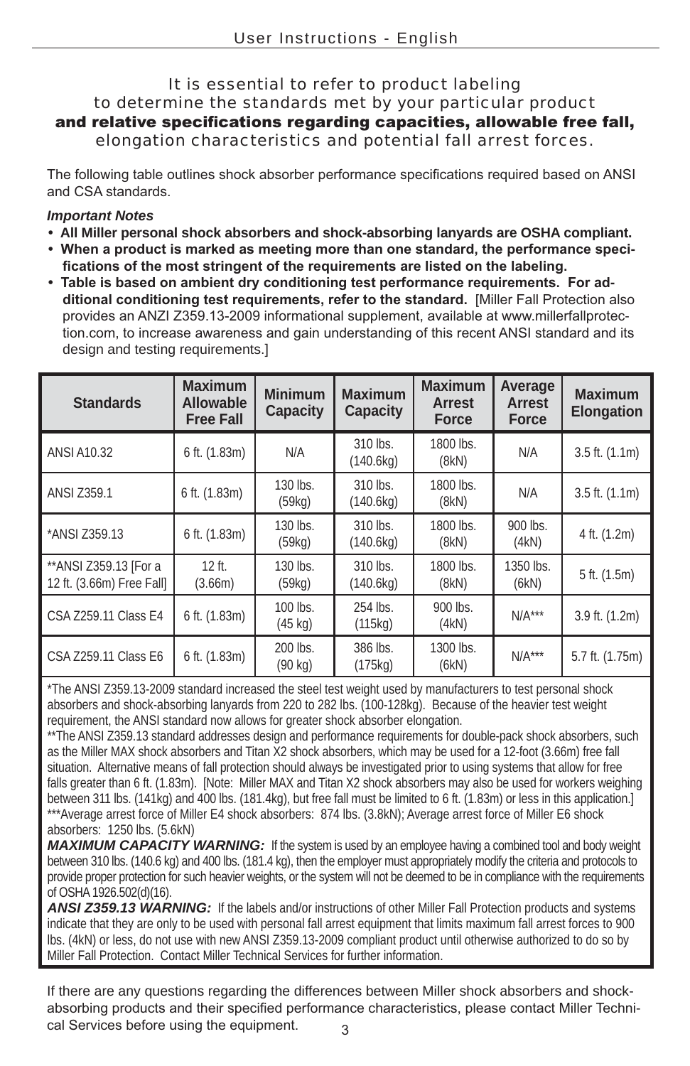It is essential to refer to product labeling to determine the standards met by your particular product **and relative specifications regarding capacities, allowable free fall,** elongation characteristics and potential fall arrest forces.

The following table outlines shock absorber performance specifications required based on ANSI and CSA standards.

***Important Notes***

- **All Miller personal shock absorbers and shock-absorbing lanyards are OSHA compliant.**
- **When a product is marked as meeting more than one standard, the performance specifications of the most stringent of the requirements are listed on the labeling.**
- **Table is based on ambient dry conditioning test performance requirements. For additional conditioning test requirements, refer to the standard.** [Miller Fall Protection also provides an ANZI Z359.13-2009 informational supplement, available at www.millerfallprotection.com, to increase awareness and gain understanding of this recent ANSI standard and its design and testing requirements.]

| Standards | Maximum Allowable Free Fall | Minimum Capacity | Maximum Capacity | Maximum Arrest Force | Average Arrest Force | Maximum Elongation |
|---|---|---|---|---|---|---|
| ANSI A10.32 | 6 ft. (1.83m) | N/A | 310 lbs. (140.6kg) | 1800 lbs. (8kN) | N/A | 3.5 ft. (1.1m) |
| ANSI Z359.1 | 6 ft. (1.83m) | 130 lbs. (59kg) | 310 lbs. (140.6kg) | 1800 lbs. (8kN) | N/A | 3.5 ft. (1.1m) |
| *ANSI Z359.13 | 6 ft. (1.83m) | 130 lbs. (59kg) | 310 lbs. (140.6kg) | 1800 lbs. (8kN) | 900 lbs. (4kN) | 4 ft. (1.2m) |
| **ANSI Z359.13 [For a 12 ft. (3.66m) Free Fall] | 12 ft. (3.66m) | 130 lbs. (59kg) | 310 lbs. (140.6kg) | 1800 lbs. (8kN) | 1350 lbs. (6kN) | 5 ft. (1.5m) |
| CSA Z259.11 Class E4 | 6 ft. (1.83m) | 100 lbs. (45 kg) | 254 lbs. (115kg) | 900 lbs. (4kN) | N/A*** | 3.9 ft. (1.2m) |
| CSA Z259.11 Class E6 | 6 ft. (1.83m) | 200 lbs. (90 kg) | 386 lbs. (175kg) | 1300 lbs. (6kN) | N/A*** | 5.7 ft. (1.75m) |

*The ANSI Z359.13-2009 standard increased the steel test weight used by manufacturers to test personal shock absorbers and shock-absorbing lanyards from 220 to 282 lbs. (100-128kg). Because of the heavier test weight requirement, the ANSI standard now allows for greater shock absorber elongation.

**The ANSI Z359.13 standard addresses design and performance requirements for double-pack shock absorbers, such as the Miller MAX shock absorbers and Titan X2 shock absorbers, which may be used for a 12-foot (3.66m) free fall situation. Alternative means of fall protection should always be investigated prior to using systems that allow for free falls greater than 6 ft. (1.83m). [Note: Miller MAX and Titan X2 shock absorbers may also be used for workers weighing between 311 lbs. (141kg) and 400 lbs. (181.4kg), but free fall must be limited to 6 ft. (1.83m) or less in this application.]

***Average arrest force of Miller E4 shock absorbers: 874 lbs. (3.8kN); Average arrest force of Miller E6 shock absorbers: 1250 lbs. (5.6kN)

***MAXIMUM CAPACITY WARNING:*** If the system is used by an employee having a combined tool and body weight between 310 lbs. (140.6 kg) and 400 lbs. (181.4 kg), then the employer must appropriately modify the criteria and protocols to provide proper protection for such heavier weights, or the system will not be deemed to be in compliance with the requirements of OSHA 1926.502(d)(16).

***ANSI Z359.13 WARNING:*** If the labels and/or instructions of other Miller Fall Protection products and systems indicate that they are only to be used with personal fall arrest equipment that limits maximum fall arrest forces to 900 lbs. (4kN) or less, do not use with new ANSI Z359.13-2009 compliant product until otherwise authorized to do so by Miller Fall Protection. Contact Miller Technical Services for further information.

If there are any questions regarding the differences between Miller shock absorbers and shock-absorbing products and their specified performance characteristics, please contact Miller Technical Services before using the equipment.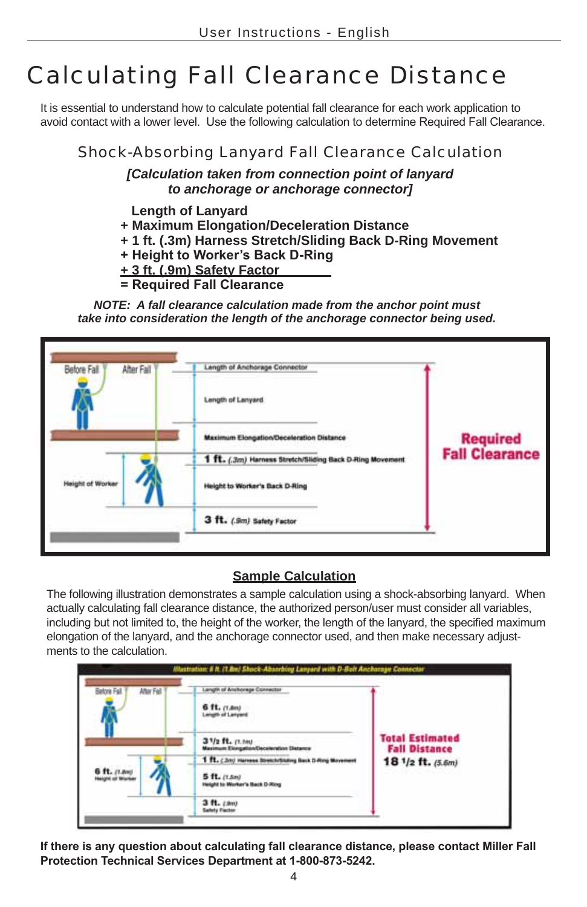# Calculating Fall Clearance Distance

It is essential to understand how to calculate potential fall clearance for each work application to avoid contact with a lower level. Use the following calculation to determine Required Fall Clearance.

## Shock-Absorbing Lanyard Fall Clearance Calculation

***[Calculation taken from connection point of lanyard to anchorage or anchorage connector]***

**Length of Lanyard**
**+ Maximum Elongation/Deceleration Distance**
**+ 1 ft. (.3m) Harness Stretch/Sliding Back D-Ring Movement**
**+ Height to Worker's Back D-Ring**
**+ 3 ft. (.9m) Safety Factor**
**= Required Fall Clearance**

***NOTE: A fall clearance calculation made from the anchor point must take into consideration the length of the anchorage connector being used.***

Before Fall | After Fall

Length of Anchorage Connector
Length of Lanyard
Maximum Elongation/Deceleration Distance
1 ft. (.3m) Harness Stretch/Sliding Back D-Ring Movement
Height of Worker
Height to Worker's Back D-Ring
3 ft. (.9m) Safety Factor

Required Fall Clearance

### Sample Calculation

The following illustration demonstrates a sample calculation using a shock-absorbing lanyard. When actually calculating fall clearance distance, the authorized person/user must consider all variables, including but not limited to, the height of the worker, the length of the lanyard, the specified maximum elongation of the lanyard, and the anchorage connector used, and then make necessary adjustments to the calculation.

*Illustration: 6 ft. (1.8m) Shock-Absorbing Lanyard with D-Bolt Anchorage Connector*

Before Fall | After Fall

Length of Anchorage Connector
6 ft. (1.8m) Length of Lanyard
3 1/2 ft. (1.1m) Maximum Elongation/Deceleration Distance
1 ft. (.3m) Harness Stretch/Sliding Back D-Ring Movement
6 ft. (1.8m) Height of Worker
5 ft. (1.5m) Height to Worker's Back D-Ring
3 ft. (.9m) Safety Factor

Total Estimated Fall Distance
18 1/2 ft. (5.6m)

**If there is any question about calculating fall clearance distance, please contact Miller Fall Protection Technical Services Department at 1-800-873-5242.**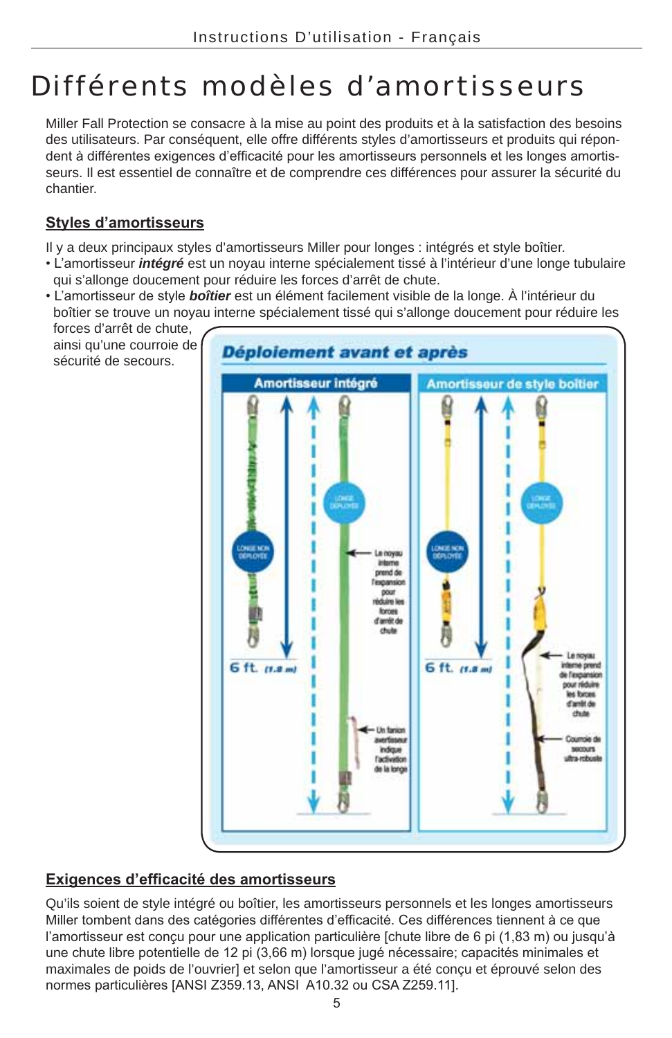# Différents modèles d’amortisseurs

Miller Fall Protection se consacre à la mise au point des produits et à la satisfaction des besoins des utilisateurs. Par conséquent, elle offre différents styles d’amortisseurs et produits qui répondent à différentes exigences d’efficacité pour les amortisseurs personnels et les longes amortisseurs. Il est essentiel de connaître et de comprendre ces différences pour assurer la sécurité du chantier.

## Styles d’amortisseurs

Il y a deux principaux styles d’amortisseurs Miller pour longes : intégrés et style boîtier.

- L’amortisseur ***intégré*** est un noyau interne spécialement tissé à l’intérieur d’une longe tubulaire qui s’allonge doucement pour réduire les forces d’arrêt de chute.
- L’amortisseur de style ***boîtier*** est un élément facilement visible de la longe. À l’intérieur du boîtier se trouve un noyau interne spécialement tissé qui s’allonge doucement pour réduire les forces d’arrêt de chute, ainsi qu’une courroie de sécurité de secours.

**Déploiement avant et après**

| Amortisseur intégré | Amortisseur de style boîtier |
|---|---|
| Longe non déployée – 6 ft. (1,8 m) | Longe non déployée – 6 ft. (1,8 m) |
| Longe déployée | Longe déployée |
| Le noyau interne prend de l’expansion pour réduire les forces d’arrêt de chute | Le noyau interne prend de l’expansion pour réduire les forces d’arrêt de chute |
| Un fanion avertisseur indique l’activation de la longe | Courroie de secours ultra-robuste |

## Exigences d’efficacité des amortisseurs

Qu’ils soient de style intégré ou boîtier, les amortisseurs personnels et les longes amortisseurs Miller tombent dans des catégories différentes d’efficacité. Ces différences tiennent à ce que l’amortisseur est conçu pour une application particulière [chute libre de 6 pi (1,83 m) ou jusqu’à une chute libre potentielle de 12 pi (3,66 m) lorsque jugé nécessaire; capacités minimales et maximales de poids de l’ouvrier] et selon que l’amortisseur a été conçu et éprouvé selon des normes particulières [ANSI Z359.13, ANSI A10.32 ou CSA Z259.11].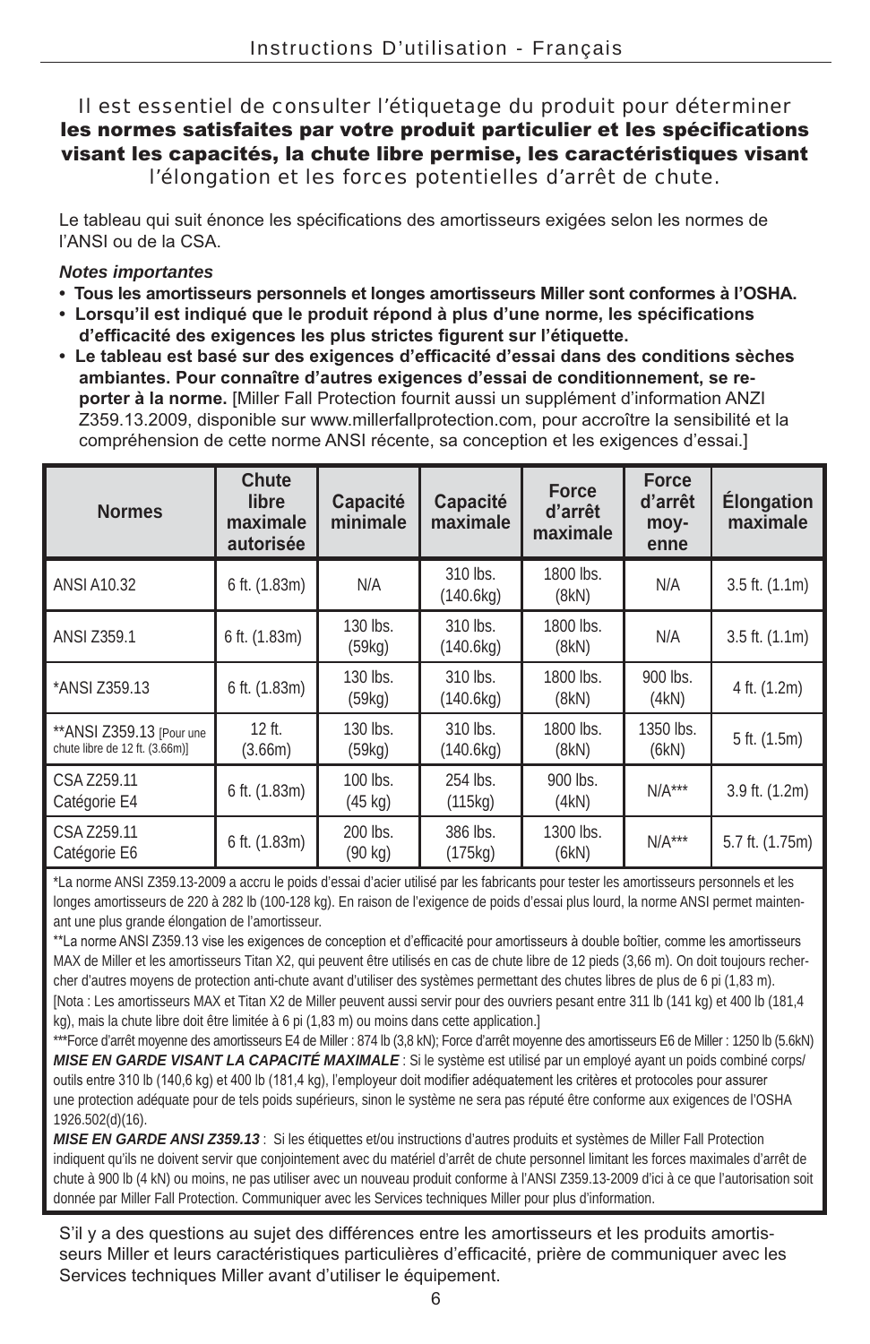Il est essentiel de consulter l'étiquetage du produit pour déterminer **les normes satisfaites par votre produit particulier et les spécifications visant les capacités, la chute libre permise, les caractéristiques visant** l'élongation et les forces potentielles d'arrêt de chute.

Le tableau qui suit énonce les spécifications des amortisseurs exigées selon les normes de l'ANSI ou de la CSA.

***Notes importantes***

- **Tous les amortisseurs personnels et longes amortisseurs Miller sont conformes à l'OSHA.**
- **Lorsqu'il est indiqué que le produit répond à plus d'une norme, les spécifications d'efficacité des exigences les plus strictes figurent sur l'étiquette.**
- **Le tableau est basé sur des exigences d'efficacité d'essai dans des conditions sèches ambiantes. Pour connaître d'autres exigences d'essai de conditionnement, se reporter à la norme.** [Miller Fall Protection fournit aussi un supplément d'information ANZI Z359.13.2009, disponible sur www.millerfallprotection.com, pour accroître la sensibilité et la compréhension de cette norme ANSI récente, sa conception et les exigences d'essai.]

| Normes | Chute libre maximale autorisée | Capacité minimale | Capacité maximale | Force d'arrêt maximale | Force d'arrêt moyenne | Élongation maximale |
|---|---|---|---|---|---|---|
| ANSI A10.32 | 6 ft. (1.83m) | N/A | 310 lbs. (140.6kg) | 1800 lbs. (8kN) | N/A | 3.5 ft. (1.1m) |
| ANSI Z359.1 | 6 ft. (1.83m) | 130 lbs. (59kg) | 310 lbs. (140.6kg) | 1800 lbs. (8kN) | N/A | 3.5 ft. (1.1m) |
| *ANSI Z359.13 | 6 ft. (1.83m) | 130 lbs. (59kg) | 310 lbs. (140.6kg) | 1800 lbs. (8kN) | 900 lbs. (4kN) | 4 ft. (1.2m) |
| **ANSI Z359.13 [Pour une chute libre de 12 ft. (3.66m)] | 12 ft. (3.66m) | 130 lbs. (59kg) | 310 lbs. (140.6kg) | 1800 lbs. (8kN) | 1350 lbs. (6kN) | 5 ft. (1.5m) |
| CSA Z259.11 Catégorie E4 | 6 ft. (1.83m) | 100 lbs. (45 kg) | 254 lbs. (115kg) | 900 lbs. (4kN) | N/A*** | 3.9 ft. (1.2m) |
| CSA Z259.11 Catégorie E6 | 6 ft. (1.83m) | 200 lbs. (90 kg) | 386 lbs. (175kg) | 1300 lbs. (6kN) | N/A*** | 5.7 ft. (1.75m) |

*La norme ANSI Z359.13-2009 a accru le poids d'essai d'acier utilisé par les fabricants pour tester les amortisseurs personnels et les longes amortisseurs de 220 à 282 lb (100-128 kg). En raison de l'exigence de poids d'essai plus lourd, la norme ANSI permet maintenant une plus grande élongation de l'amortisseur.

**La norme ANSI Z359.13 vise les exigences de conception et d'efficacité pour amortisseurs à double boîtier, comme les amortisseurs MAX de Miller et les amortisseurs Titan X2, qui peuvent être utilisés en cas de chute libre de 12 pieds (3,66 m). On doit toujours rechercher d'autres moyens de protection anti-chute avant d'utiliser des systèmes permettant des chutes libres de plus de 6 pi (1,83 m). [Nota : Les amortisseurs MAX et Titan X2 de Miller peuvent aussi servir pour des ouvriers pesant entre 311 lb (141 kg) et 400 lb (181,4 kg), mais la chute libre doit être limitée à 6 pi (1,83 m) ou moins dans cette application.]

***Force d'arrêt moyenne des amortisseurs E4 de Miller : 874 lb (3,8 kN); Force d'arrêt moyenne des amortisseurs E6 de Miller : 1250 lb (5.6kN)

***MISE EN GARDE VISANT LA CAPACITÉ MAXIMALE*** : Si le système est utilisé par un employé ayant un poids combiné corps/outils entre 310 lb (140,6 kg) et 400 lb (181,4 kg), l'employeur doit modifier adéquatement les critères et protocoles pour assurer une protection adéquate pour de tels poids supérieurs, sinon le système ne sera pas réputé être conforme aux exigences de l'OSHA 1926.502(d)(16).

***MISE EN GARDE ANSI Z359.13*** : Si les étiquettes et/ou instructions d'autres produits et systèmes de Miller Fall Protection indiquent qu'ils ne doivent servir que conjointement avec du matériel d'arrêt de chute personnel limitant les forces maximales d'arrêt de chute à 900 lb (4 kN) ou moins, ne pas utiliser avec un nouveau produit conforme à l'ANSI Z359.13-2009 d'ici à ce que l'autorisation soit donnée par Miller Fall Protection. Communiquer avec les Services techniques Miller pour plus d'information.

S'il y a des questions au sujet des différences entre les amortisseurs et les produits amortisseurs Miller et leurs caractéristiques particulières d'efficacité, prière de communiquer avec les Services techniques Miller avant d'utiliser le équipement.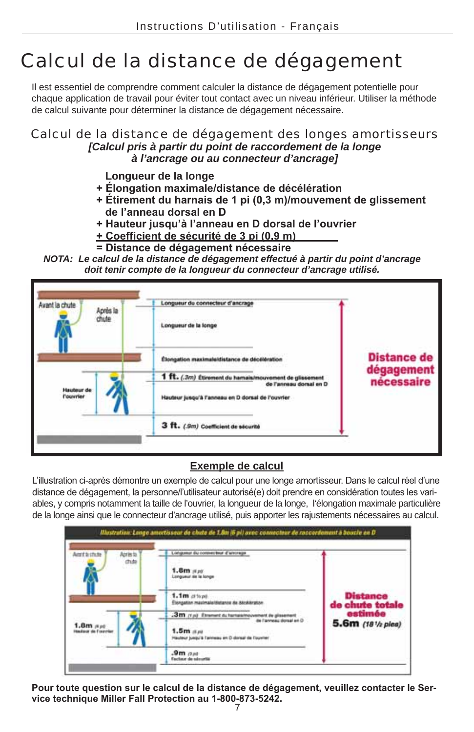# Calcul de la distance de dégagement

Il est essentiel de comprendre comment calculer la distance de dégagement potentielle pour chaque application de travail pour éviter tout contact avec un niveau inférieur. Utiliser la méthode de calcul suivante pour déterminer la distance de dégagement nécessaire.

## Calcul de la distance de dégagement des longes amortisseurs

***[Calcul pris à partir du point de raccordement de la longe à l'ancrage ou au connecteur d'ancrage]***

**Longueur de la longe**
**+ Élongation maximale/distance de décélération**
**+ Étirement du harnais de 1 pi (0,3 m)/mouvement de glissement de l'anneau dorsal en D**
**+ Hauteur jusqu'à l'anneau en D dorsal de l'ouvrier**
**+ Coefficient de sécurité de 3 pi (0,9 m)**
**= Distance de dégagement nécessaire**

***NOTA: Le calcul de la distance de dégagement effectué à partir du point d'ancrage doit tenir compte de la longueur du connecteur d'ancrage utilisé.***

Avant la chute
Après la chute
Longueur du connecteur d'ancrage
Longueur de la longe
Élongation maximale/distance de décélération
1 ft. (.3m) Étirement du harnais/mouvement de glissement de l'anneau dorsal en D
Hauteur de l'ouvrier
Hauteur jusqu'à l'anneau en D dorsal de l'ouvrier
3 ft. (.9m) Coefficient de sécurité
Distance de dégagement nécessaire

## Exemple de calcul

L'illustration ci-après démontre un exemple de calcul pour une longe amortisseur. Dans le calcul réel d'une distance de dégagement, la personne/l'utilisateur autorisé(e) doit prendre en considération toutes les variables, y compris notamment la taille de l'ouvrier, la longueur de la longe, l'élongation maximale particulière de la longe ainsi que le connecteur d'ancrage utilisé, puis apporter les rajustements nécessaires au calcul.

*Illustration: Longe amortisseur de chute de 1,8m (6 pi) avec connecteur de raccordement à boucle en D*

Avant la chute
Après la chute
Longueur du connecteur d'ancrage
1.8m (6 pi) Longueur de la longe
1.1m (3 ½ pi) Élongation maximale/distance de décélération
.3m (1 pi) Étirement du harnais/mouvement de glissement de l'anneau dorsal en D
1.8m (6 pi) Hauteur de l'ouvrier
1.5m (5 pi) Hauteur jusqu'à l'anneau en D dorsal de l'ouvrier
.9m (3 pi) Facteur de sécurité
Distance de chute totale estimée 5.6m (18 ½ pieds)

**Pour toute question sur le calcul de la distance de dégagement, veuillez contacter le Service technique Miller Fall Protection au 1-800-873-5242.**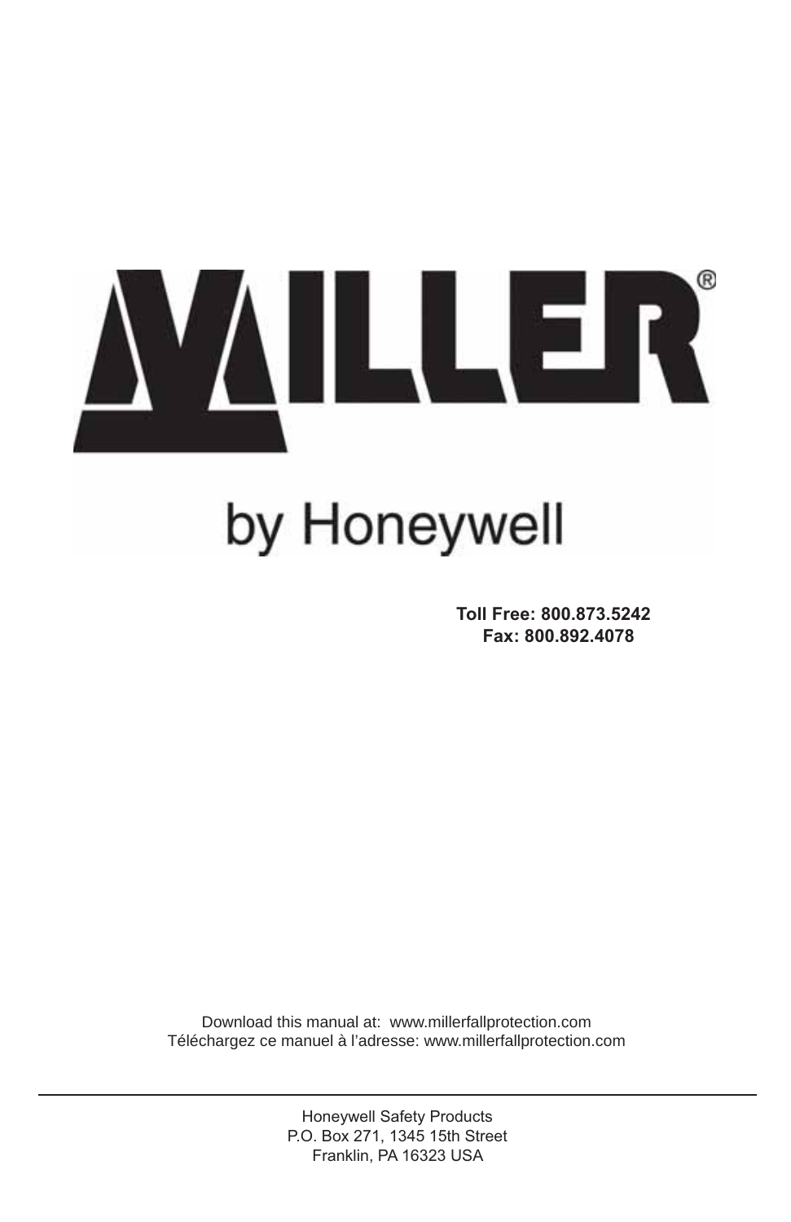# MILLER®

by Honeywell

**Toll Free: 800.873.5242**
**Fax: 800.892.4078**

Download this manual at: www.millerfallprotection.com
Téléchargez ce manuel à l'adresse: www.millerfallprotection.com

Honeywell Safety Products
P.O. Box 271, 1345 15th Street
Franklin, PA 16323 USA